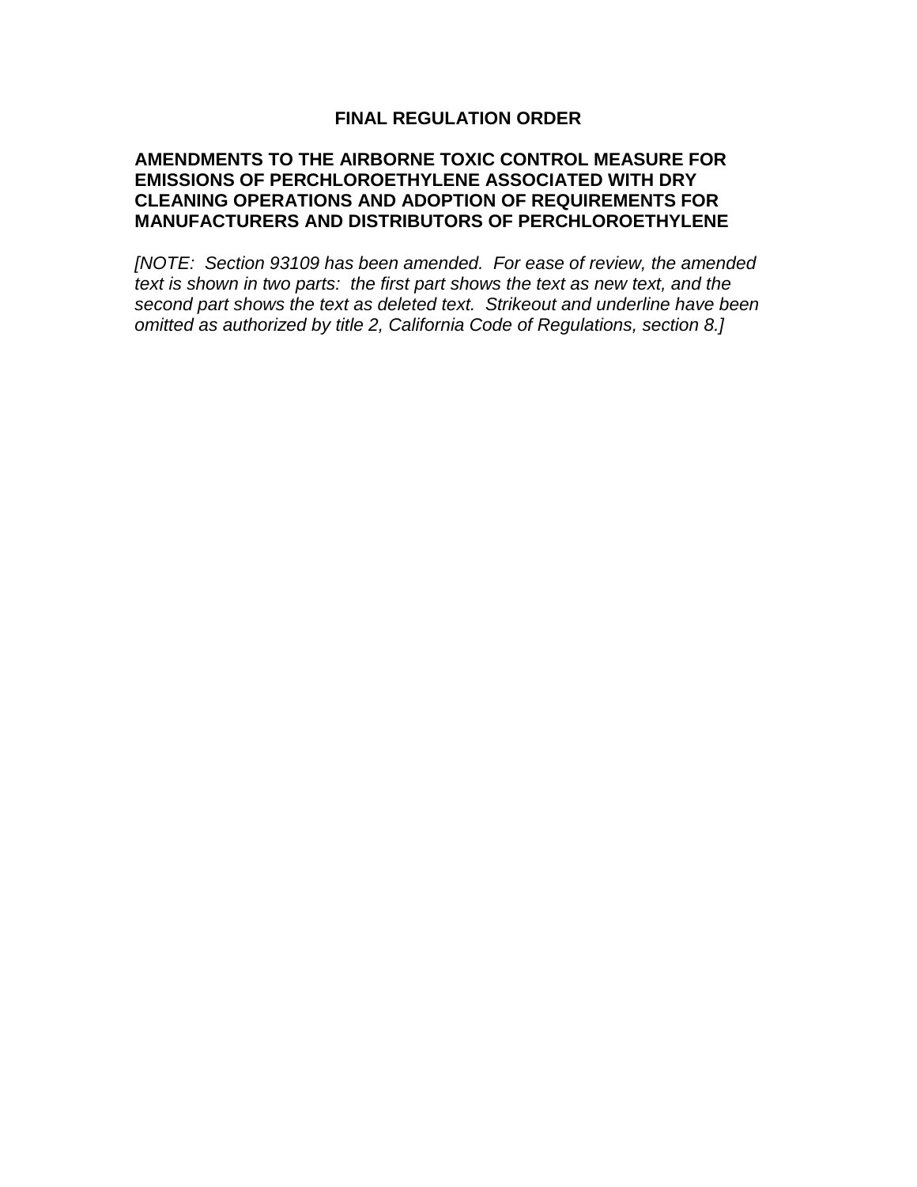# FINAL REGULATION ORDER

## AMENDMENTS TO THE AIRBORNE TOXIC CONTROL MEASURE FOR EMISSIONS OF PERCHLOROETHYLENE ASSOCIATED WITH DRY CLEANING OPERATIONS AND ADOPTION OF REQUIREMENTS FOR MANUFACTURERS AND DISTRIBUTORS OF PERCHLOROETHYLENE

*[NOTE: Section 93109 has been amended. For ease of review, the amended text is shown in two parts: the first part shows the text as new text, and the second part shows the text as deleted text. Strikeout and underline have been omitted as authorized by title 2, California Code of Regulations, section 8.]*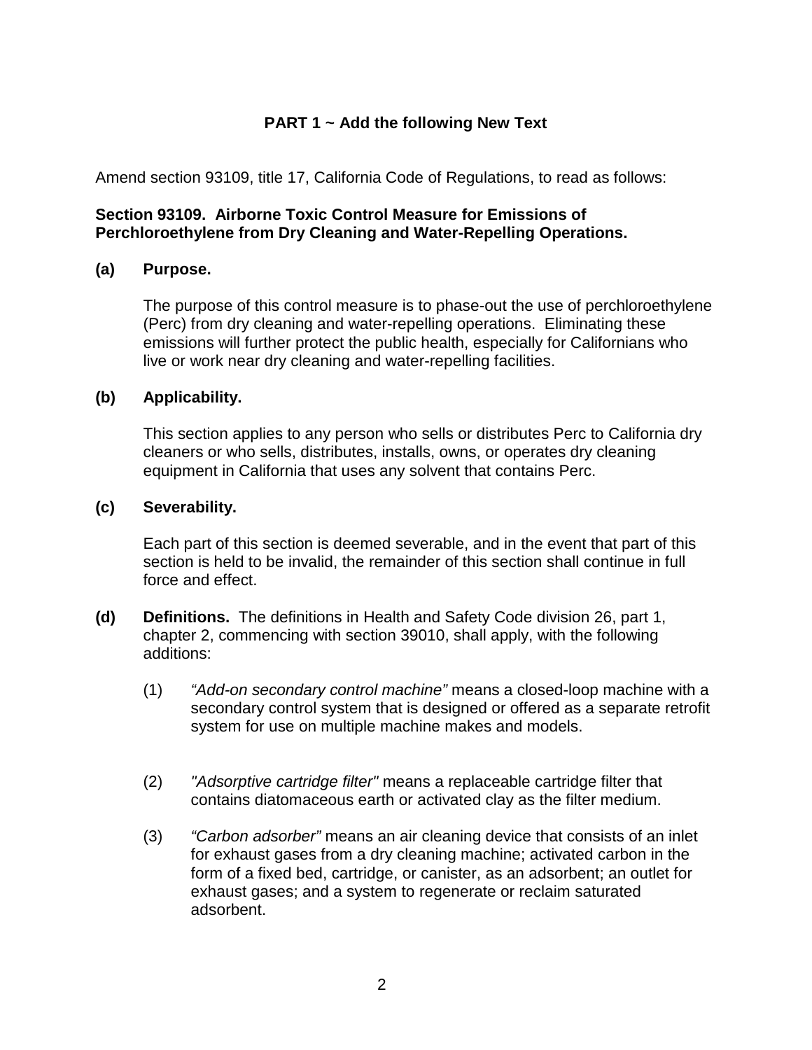**PART 1 ~ Add the following New Text**

Amend section 93109, title 17, California Code of Regulations, to read as follows:

**Section 93109. Airborne Toxic Control Measure for Emissions of Perchloroethylene from Dry Cleaning and Water-Repelling Operations.**

**(a) Purpose.**

The purpose of this control measure is to phase-out the use of perchloroethylene (Perc) from dry cleaning and water-repelling operations. Eliminating these emissions will further protect the public health, especially for Californians who live or work near dry cleaning and water-repelling facilities.

**(b) Applicability.**

This section applies to any person who sells or distributes Perc to California dry cleaners or who sells, distributes, installs, owns, or operates dry cleaning equipment in California that uses any solvent that contains Perc.

**(c) Severability.**

Each part of this section is deemed severable, and in the event that part of this section is held to be invalid, the remainder of this section shall continue in full force and effect.

**(d) Definitions.** The definitions in Health and Safety Code division 26, part 1, chapter 2, commencing with section 39010, shall apply, with the following additions:

(1) *"Add-on secondary control machine"* means a closed-loop machine with a secondary control system that is designed or offered as a separate retrofit system for use on multiple machine makes and models.

(2) *"Adsorptive cartridge filter"* means a replaceable cartridge filter that contains diatomaceous earth or activated clay as the filter medium.

(3) *"Carbon adsorber"* means an air cleaning device that consists of an inlet for exhaust gases from a dry cleaning machine; activated carbon in the form of a fixed bed, cartridge, or canister, as an adsorbent; an outlet for exhaust gases; and a system to regenerate or reclaim saturated adsorbent.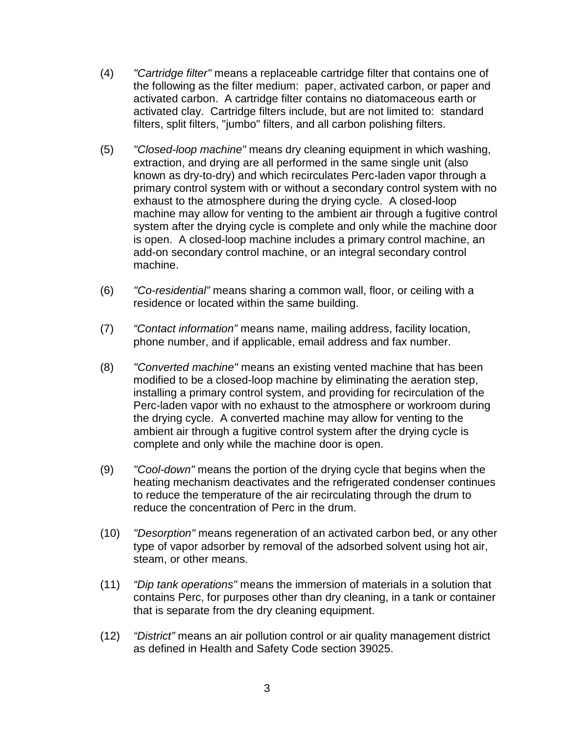(4) *"Cartridge filter"* means a replaceable cartridge filter that contains one of the following as the filter medium: paper, activated carbon, or paper and activated carbon. A cartridge filter contains no diatomaceous earth or activated clay. Cartridge filters include, but are not limited to: standard filters, split filters, "jumbo" filters, and all carbon polishing filters.

(5) *"Closed-loop machine"* means dry cleaning equipment in which washing, extraction, and drying are all performed in the same single unit (also known as dry-to-dry) and which recirculates Perc-laden vapor through a primary control system with or without a secondary control system with no exhaust to the atmosphere during the drying cycle. A closed-loop machine may allow for venting to the ambient air through a fugitive control system after the drying cycle is complete and only while the machine door is open. A closed-loop machine includes a primary control machine, an add-on secondary control machine, or an integral secondary control machine.

(6) *"Co-residential"* means sharing a common wall, floor, or ceiling with a residence or located within the same building.

(7) *"Contact information"* means name, mailing address, facility location, phone number, and if applicable, email address and fax number.

(8) *"Converted machine"* means an existing vented machine that has been modified to be a closed-loop machine by eliminating the aeration step, installing a primary control system, and providing for recirculation of the Perc-laden vapor with no exhaust to the atmosphere or workroom during the drying cycle. A converted machine may allow for venting to the ambient air through a fugitive control system after the drying cycle is complete and only while the machine door is open.

(9) *"Cool-down"* means the portion of the drying cycle that begins when the heating mechanism deactivates and the refrigerated condenser continues to reduce the temperature of the air recirculating through the drum to reduce the concentration of Perc in the drum.

(10) *"Desorption"* means regeneration of an activated carbon bed, or any other type of vapor adsorber by removal of the adsorbed solvent using hot air, steam, or other means.

(11) *"Dip tank operations"* means the immersion of materials in a solution that contains Perc, for purposes other than dry cleaning, in a tank or container that is separate from the dry cleaning equipment.

(12) *"District"* means an air pollution control or air quality management district as defined in Health and Safety Code section 39025.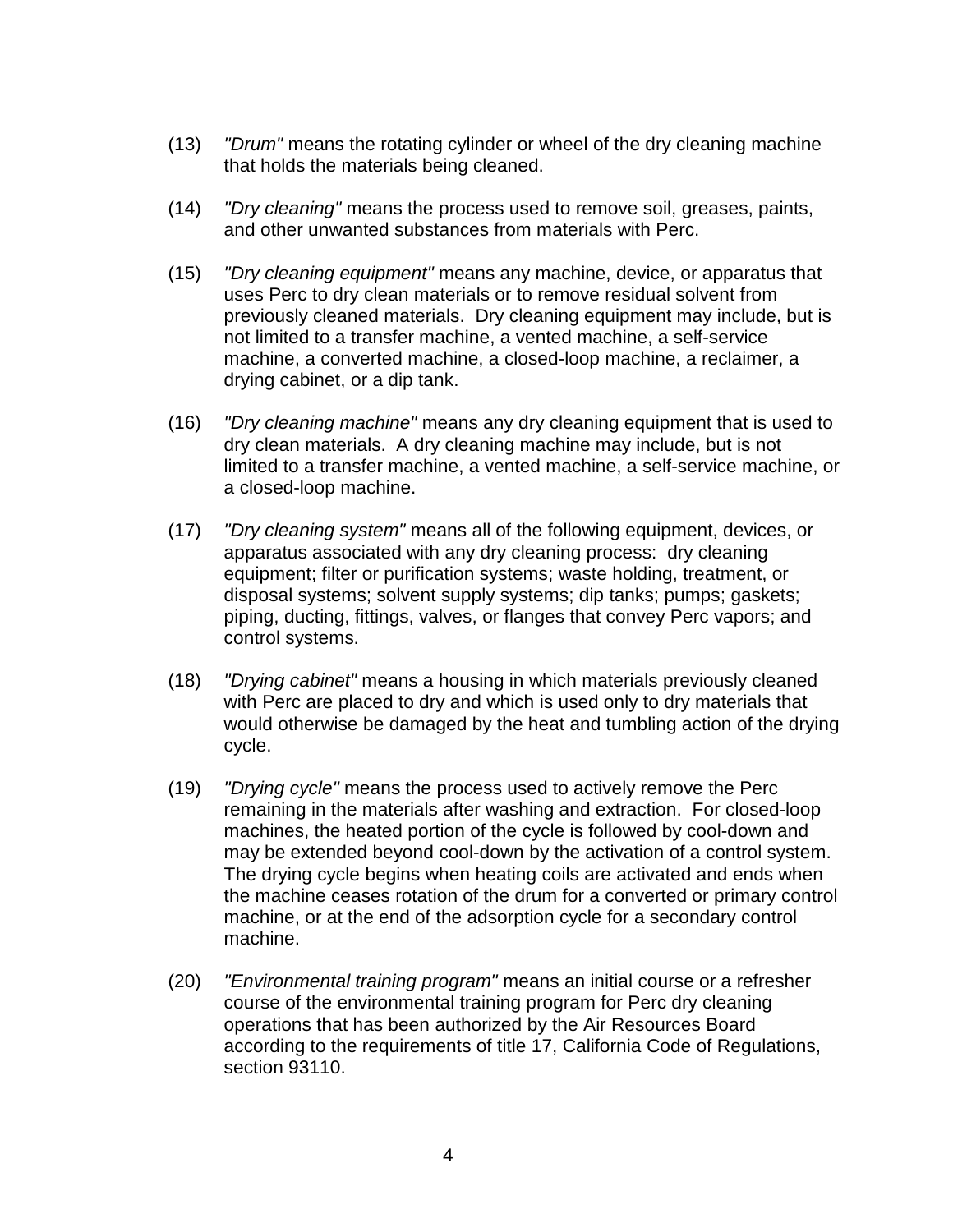(13) *"Drum"* means the rotating cylinder or wheel of the dry cleaning machine that holds the materials being cleaned.

(14) *"Dry cleaning"* means the process used to remove soil, greases, paints, and other unwanted substances from materials with Perc.

(15) *"Dry cleaning equipment"* means any machine, device, or apparatus that uses Perc to dry clean materials or to remove residual solvent from previously cleaned materials. Dry cleaning equipment may include, but is not limited to a transfer machine, a vented machine, a self-service machine, a converted machine, a closed-loop machine, a reclaimer, a drying cabinet, or a dip tank.

(16) *"Dry cleaning machine"* means any dry cleaning equipment that is used to dry clean materials. A dry cleaning machine may include, but is not limited to a transfer machine, a vented machine, a self-service machine, or a closed-loop machine.

(17) *"Dry cleaning system"* means all of the following equipment, devices, or apparatus associated with any dry cleaning process: dry cleaning equipment; filter or purification systems; waste holding, treatment, or disposal systems; solvent supply systems; dip tanks; pumps; gaskets; piping, ducting, fittings, valves, or flanges that convey Perc vapors; and control systems.

(18) *"Drying cabinet"* means a housing in which materials previously cleaned with Perc are placed to dry and which is used only to dry materials that would otherwise be damaged by the heat and tumbling action of the drying cycle.

(19) *"Drying cycle"* means the process used to actively remove the Perc remaining in the materials after washing and extraction. For closed-loop machines, the heated portion of the cycle is followed by cool-down and may be extended beyond cool-down by the activation of a control system. The drying cycle begins when heating coils are activated and ends when the machine ceases rotation of the drum for a converted or primary control machine, or at the end of the adsorption cycle for a secondary control machine.

(20) *"Environmental training program"* means an initial course or a refresher course of the environmental training program for Perc dry cleaning operations that has been authorized by the Air Resources Board according to the requirements of title 17, California Code of Regulations, section 93110.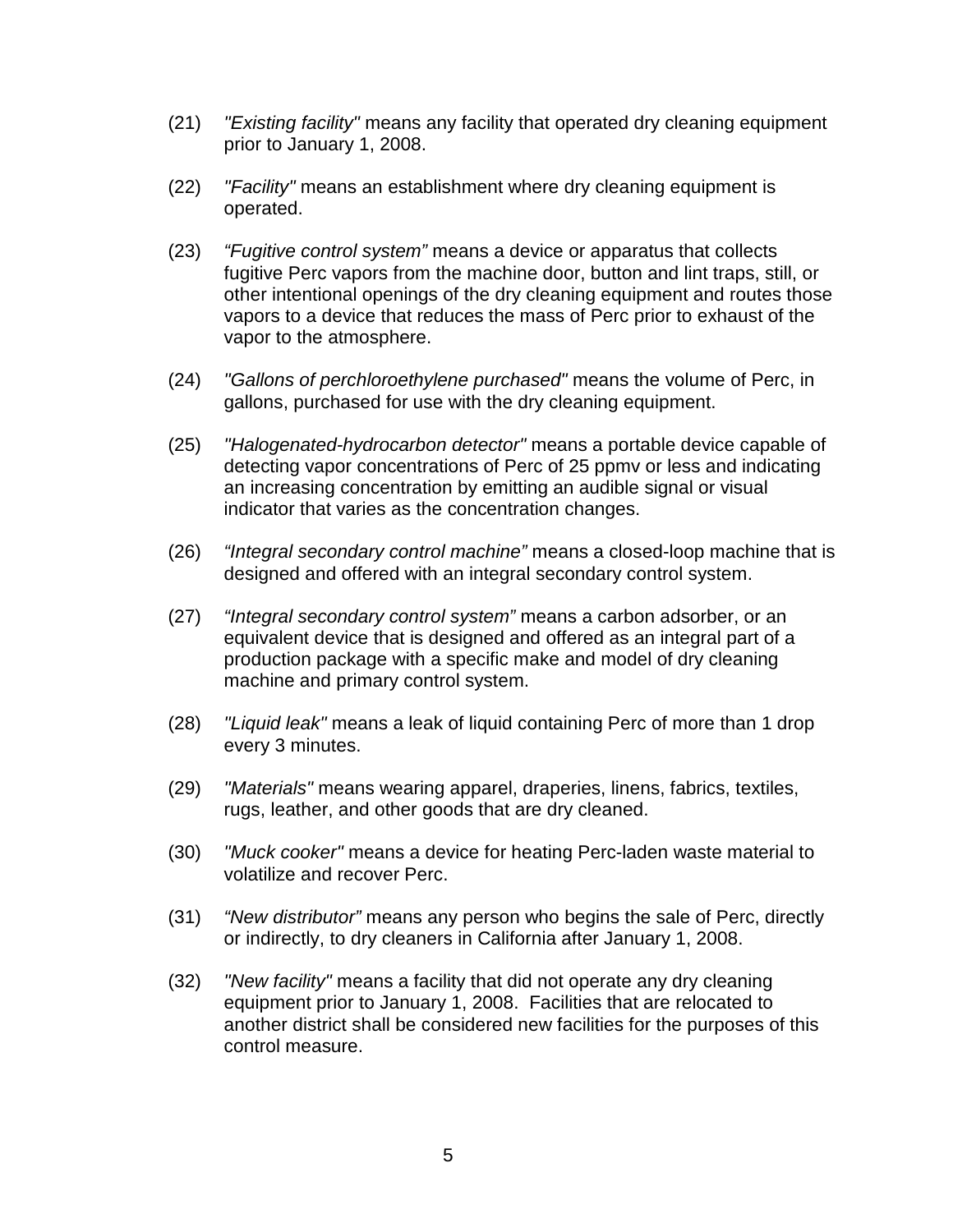(21) *"Existing facility"* means any facility that operated dry cleaning equipment prior to January 1, 2008.

(22) *"Facility"* means an establishment where dry cleaning equipment is operated.

(23) *“Fugitive control system”* means a device or apparatus that collects fugitive Perc vapors from the machine door, button and lint traps, still, or other intentional openings of the dry cleaning equipment and routes those vapors to a device that reduces the mass of Perc prior to exhaust of the vapor to the atmosphere.

(24) *"Gallons of perchloroethylene purchased"* means the volume of Perc, in gallons, purchased for use with the dry cleaning equipment.

(25) *"Halogenated-hydrocarbon detector"* means a portable device capable of detecting vapor concentrations of Perc of 25 ppmv or less and indicating an increasing concentration by emitting an audible signal or visual indicator that varies as the concentration changes.

(26) *“Integral secondary control machine”* means a closed-loop machine that is designed and offered with an integral secondary control system.

(27) *“Integral secondary control system”* means a carbon adsorber, or an equivalent device that is designed and offered as an integral part of a production package with a specific make and model of dry cleaning machine and primary control system.

(28) *"Liquid leak"* means a leak of liquid containing Perc of more than 1 drop every 3 minutes.

(29) *"Materials"* means wearing apparel, draperies, linens, fabrics, textiles, rugs, leather, and other goods that are dry cleaned.

(30) *"Muck cooker"* means a device for heating Perc-laden waste material to volatilize and recover Perc.

(31) *“New distributor”* means any person who begins the sale of Perc, directly or indirectly, to dry cleaners in California after January 1, 2008.

(32) *"New facility"* means a facility that did not operate any dry cleaning equipment prior to January 1, 2008. Facilities that are relocated to another district shall be considered new facilities for the purposes of this control measure.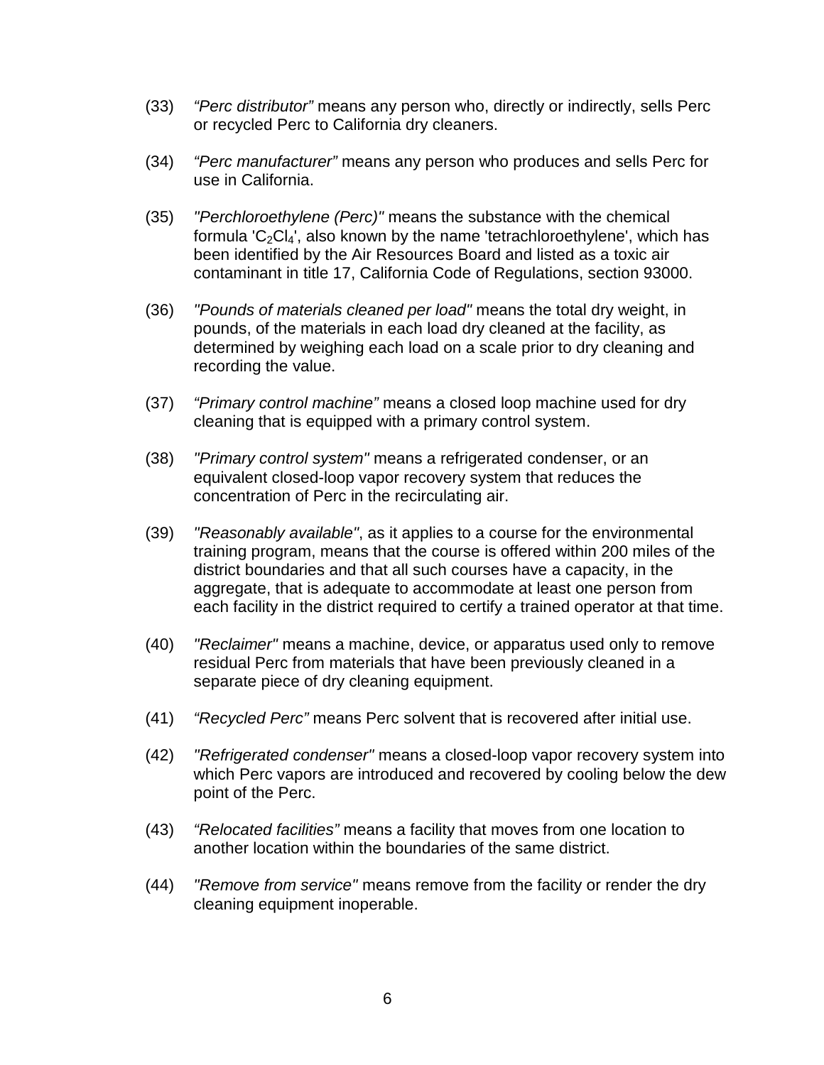(33) *“Perc distributor”* means any person who, directly or indirectly, sells Perc or recycled Perc to California dry cleaners.

(34) *“Perc manufacturer”* means any person who produces and sells Perc for use in California.

(35) *"Perchloroethylene (Perc)"* means the substance with the chemical formula '$C_2Cl_4$', also known by the name 'tetrachloroethylene', which has been identified by the Air Resources Board and listed as a toxic air contaminant in title 17, California Code of Regulations, section 93000.

(36) *"Pounds of materials cleaned per load"* means the total dry weight, in pounds, of the materials in each load dry cleaned at the facility, as determined by weighing each load on a scale prior to dry cleaning and recording the value.

(37) *“Primary control machine”* means a closed loop machine used for dry cleaning that is equipped with a primary control system.

(38) *"Primary control system"* means a refrigerated condenser, or an equivalent closed-loop vapor recovery system that reduces the concentration of Perc in the recirculating air.

(39) *"Reasonably available"*, as it applies to a course for the environmental training program, means that the course is offered within 200 miles of the district boundaries and that all such courses have a capacity, in the aggregate, that is adequate to accommodate at least one person from each facility in the district required to certify a trained operator at that time.

(40) *"Reclaimer"* means a machine, device, or apparatus used only to remove residual Perc from materials that have been previously cleaned in a separate piece of dry cleaning equipment.

(41) *“Recycled Perc”* means Perc solvent that is recovered after initial use.

(42) *"Refrigerated condenser"* means a closed-loop vapor recovery system into which Perc vapors are introduced and recovered by cooling below the dew point of the Perc.

(43) *“Relocated facilities”* means a facility that moves from one location to another location within the boundaries of the same district.

(44) *"Remove from service"* means remove from the facility or render the dry cleaning equipment inoperable.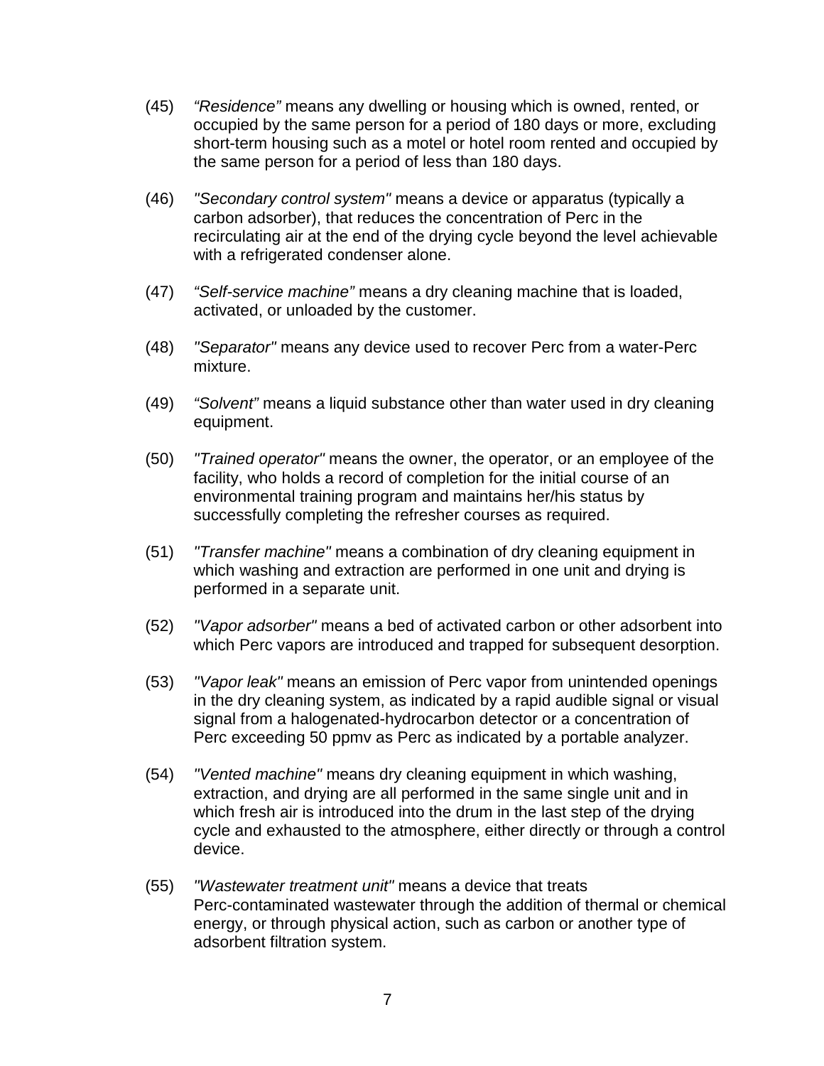(45) *“Residence”* means any dwelling or housing which is owned, rented, or occupied by the same person for a period of 180 days or more, excluding short-term housing such as a motel or hotel room rented and occupied by the same person for a period of less than 180 days.

(46) *"Secondary control system"* means a device or apparatus (typically a carbon adsorber), that reduces the concentration of Perc in the recirculating air at the end of the drying cycle beyond the level achievable with a refrigerated condenser alone.

(47) *“Self-service machine”* means a dry cleaning machine that is loaded, activated, or unloaded by the customer.

(48) *"Separator"* means any device used to recover Perc from a water-Perc mixture.

(49) *“Solvent”* means a liquid substance other than water used in dry cleaning equipment.

(50) *"Trained operator"* means the owner, the operator, or an employee of the facility, who holds a record of completion for the initial course of an environmental training program and maintains her/his status by successfully completing the refresher courses as required.

(51) *"Transfer machine"* means a combination of dry cleaning equipment in which washing and extraction are performed in one unit and drying is performed in a separate unit.

(52) *"Vapor adsorber"* means a bed of activated carbon or other adsorbent into which Perc vapors are introduced and trapped for subsequent desorption.

(53) *"Vapor leak"* means an emission of Perc vapor from unintended openings in the dry cleaning system, as indicated by a rapid audible signal or visual signal from a halogenated-hydrocarbon detector or a concentration of Perc exceeding 50 ppmv as Perc as indicated by a portable analyzer.

(54) *"Vented machine"* means dry cleaning equipment in which washing, extraction, and drying are all performed in the same single unit and in which fresh air is introduced into the drum in the last step of the drying cycle and exhausted to the atmosphere, either directly or through a control device.

(55) *"Wastewater treatment unit"* means a device that treats Perc-contaminated wastewater through the addition of thermal or chemical energy, or through physical action, such as carbon or another type of adsorbent filtration system.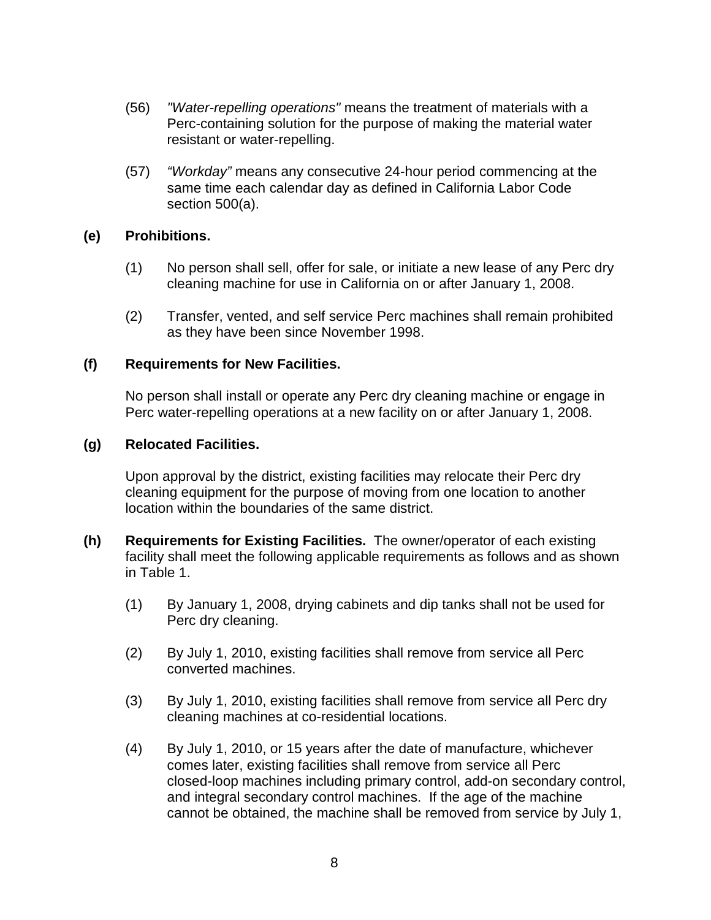(56) *"Water-repelling operations"* means the treatment of materials with a Perc-containing solution for the purpose of making the material water resistant or water-repelling.

(57) *"Workday"* means any consecutive 24-hour period commencing at the same time each calendar day as defined in California Labor Code section 500(a).

**(e) Prohibitions.**

(1) No person shall sell, offer for sale, or initiate a new lease of any Perc dry cleaning machine for use in California on or after January 1, 2008.

(2) Transfer, vented, and self service Perc machines shall remain prohibited as they have been since November 1998.

**(f) Requirements for New Facilities.**

No person shall install or operate any Perc dry cleaning machine or engage in Perc water-repelling operations at a new facility on or after January 1, 2008.

**(g) Relocated Facilities.**

Upon approval by the district, existing facilities may relocate their Perc dry cleaning equipment for the purpose of moving from one location to another location within the boundaries of the same district.

**(h) Requirements for Existing Facilities.** The owner/operator of each existing facility shall meet the following applicable requirements as follows and as shown in Table 1.

(1) By January 1, 2008, drying cabinets and dip tanks shall not be used for Perc dry cleaning.

(2) By July 1, 2010, existing facilities shall remove from service all Perc converted machines.

(3) By July 1, 2010, existing facilities shall remove from service all Perc dry cleaning machines at co-residential locations.

(4) By July 1, 2010, or 15 years after the date of manufacture, whichever comes later, existing facilities shall remove from service all Perc closed-loop machines including primary control, add-on secondary control, and integral secondary control machines. If the age of the machine cannot be obtained, the machine shall be removed from service by July 1,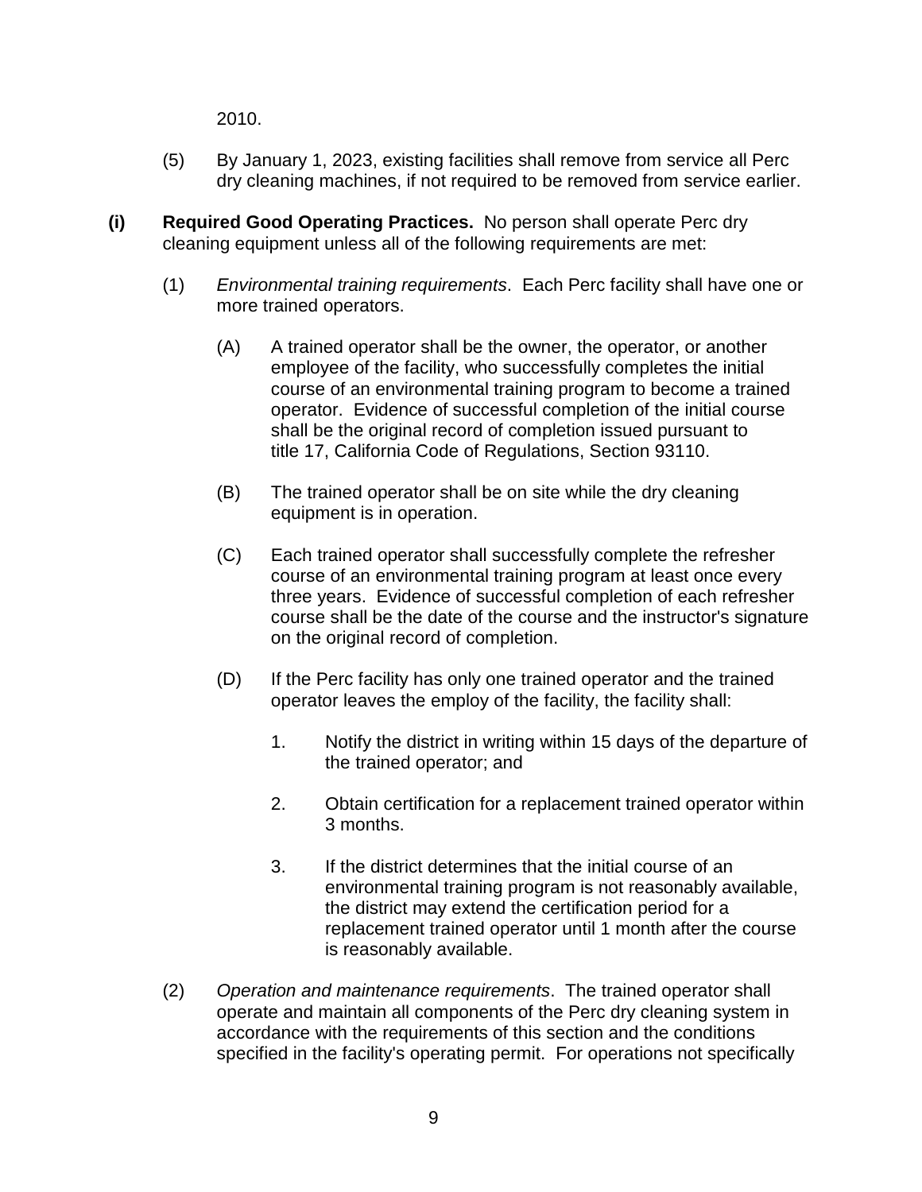2010.

(5) By January 1, 2023, existing facilities shall remove from service all Perc dry cleaning machines, if not required to be removed from service earlier.

**(i) Required Good Operating Practices.** No person shall operate Perc dry cleaning equipment unless all of the following requirements are met:

(1) *Environmental training requirements*. Each Perc facility shall have one or more trained operators.

(A) A trained operator shall be the owner, the operator, or another employee of the facility, who successfully completes the initial course of an environmental training program to become a trained operator. Evidence of successful completion of the initial course shall be the original record of completion issued pursuant to title 17, California Code of Regulations, Section 93110.

(B) The trained operator shall be on site while the dry cleaning equipment is in operation.

(C) Each trained operator shall successfully complete the refresher course of an environmental training program at least once every three years. Evidence of successful completion of each refresher course shall be the date of the course and the instructor's signature on the original record of completion.

(D) If the Perc facility has only one trained operator and the trained operator leaves the employ of the facility, the facility shall:

1. Notify the district in writing within 15 days of the departure of the trained operator; and

2. Obtain certification for a replacement trained operator within 3 months.

3. If the district determines that the initial course of an environmental training program is not reasonably available, the district may extend the certification period for a replacement trained operator until 1 month after the course is reasonably available.

(2) *Operation and maintenance requirements*. The trained operator shall operate and maintain all components of the Perc dry cleaning system in accordance with the requirements of this section and the conditions specified in the facility's operating permit. For operations not specifically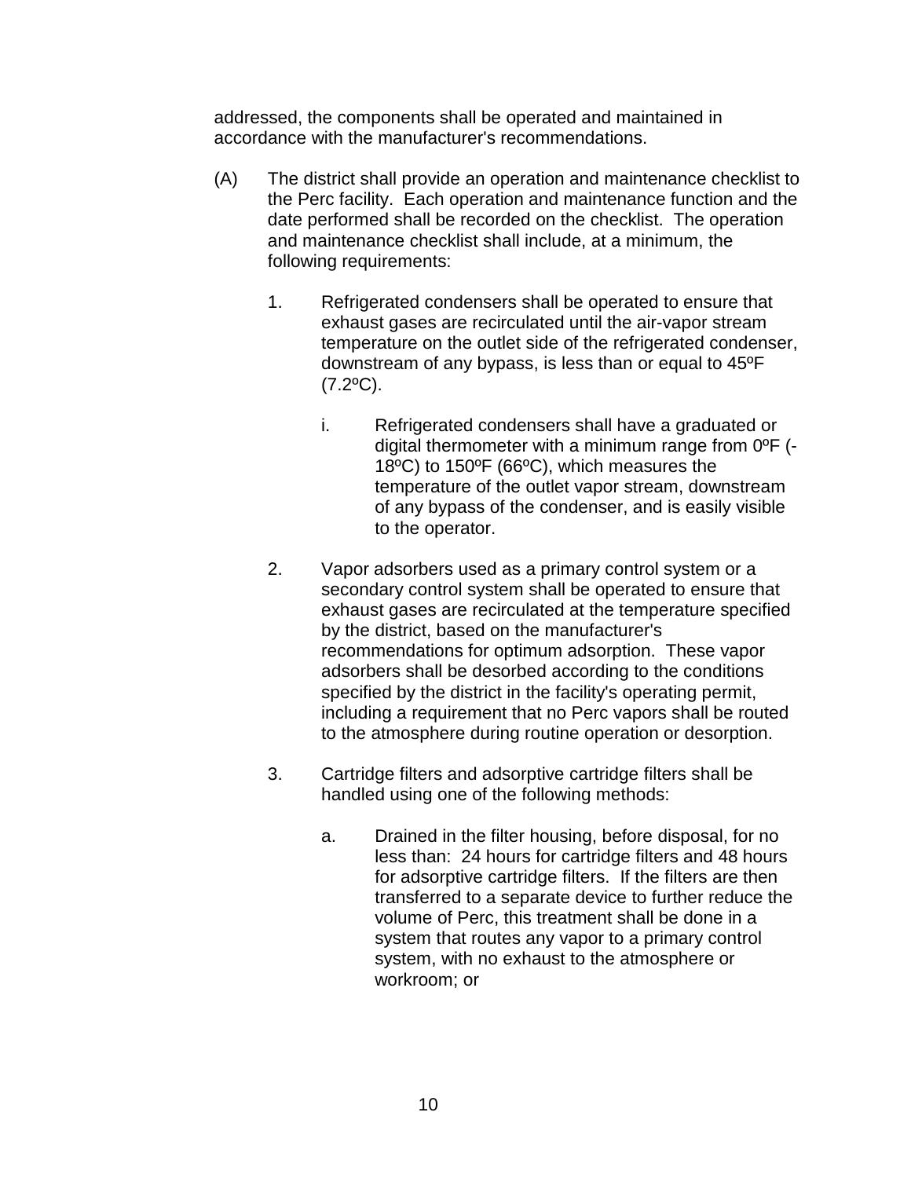addressed, the components shall be operated and maintained in accordance with the manufacturer's recommendations.

(A) The district shall provide an operation and maintenance checklist to the Perc facility. Each operation and maintenance function and the date performed shall be recorded on the checklist. The operation and maintenance checklist shall include, at a minimum, the following requirements:

1. Refrigerated condensers shall be operated to ensure that exhaust gases are recirculated until the air-vapor stream temperature on the outlet side of the refrigerated condenser, downstream of any bypass, is less than or equal to 45ºF (7.2ºC).

    i. Refrigerated condensers shall have a graduated or digital thermometer with a minimum range from 0ºF (-18ºC) to 150ºF (66ºC), which measures the temperature of the outlet vapor stream, downstream of any bypass of the condenser, and is easily visible to the operator.

2. Vapor adsorbers used as a primary control system or a secondary control system shall be operated to ensure that exhaust gases are recirculated at the temperature specified by the district, based on the manufacturer's recommendations for optimum adsorption. These vapor adsorbers shall be desorbed according to the conditions specified by the district in the facility's operating permit, including a requirement that no Perc vapors shall be routed to the atmosphere during routine operation or desorption.

3. Cartridge filters and adsorptive cartridge filters shall be handled using one of the following methods:

    a. Drained in the filter housing, before disposal, for no less than: 24 hours for cartridge filters and 48 hours for adsorptive cartridge filters. If the filters are then transferred to a separate device to further reduce the volume of Perc, this treatment shall be done in a system that routes any vapor to a primary control system, with no exhaust to the atmosphere or workroom; or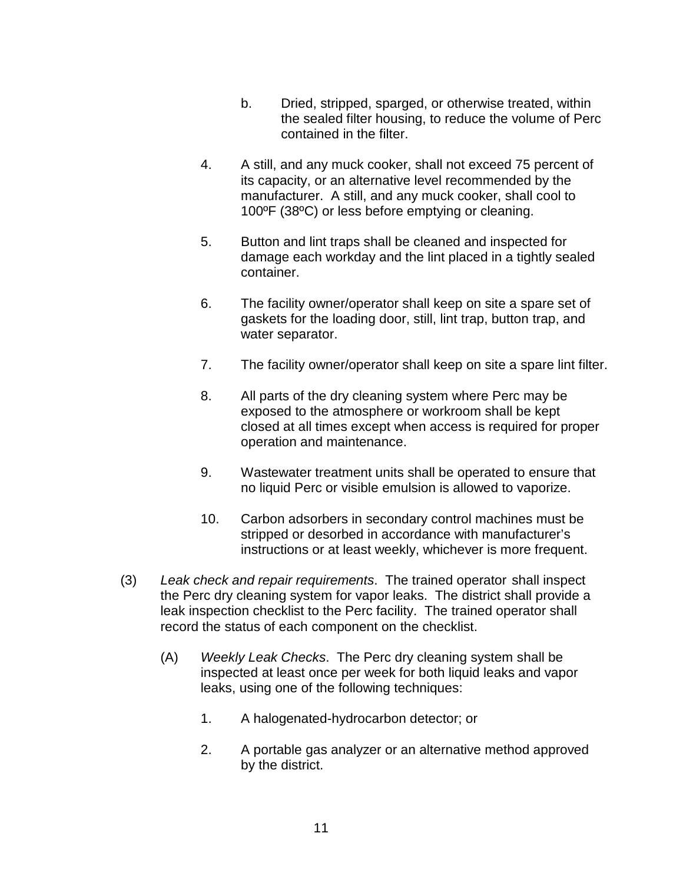b. Dried, stripped, sparged, or otherwise treated, within the sealed filter housing, to reduce the volume of Perc contained in the filter.

4. A still, and any muck cooker, shall not exceed 75 percent of its capacity, or an alternative level recommended by the manufacturer. A still, and any muck cooker, shall cool to 100ºF (38ºC) or less before emptying or cleaning.

5. Button and lint traps shall be cleaned and inspected for damage each workday and the lint placed in a tightly sealed container.

6. The facility owner/operator shall keep on site a spare set of gaskets for the loading door, still, lint trap, button trap, and water separator.

7. The facility owner/operator shall keep on site a spare lint filter.

8. All parts of the dry cleaning system where Perc may be exposed to the atmosphere or workroom shall be kept closed at all times except when access is required for proper operation and maintenance.

9. Wastewater treatment units shall be operated to ensure that no liquid Perc or visible emulsion is allowed to vaporize.

10. Carbon adsorbers in secondary control machines must be stripped or desorbed in accordance with manufacturer's instructions or at least weekly, whichever is more frequent.

(3) *Leak check and repair requirements*. The trained operator shall inspect the Perc dry cleaning system for vapor leaks. The district shall provide a leak inspection checklist to the Perc facility. The trained operator shall record the status of each component on the checklist.

(A) *Weekly Leak Checks*. The Perc dry cleaning system shall be inspected at least once per week for both liquid leaks and vapor leaks, using one of the following techniques:

1. A halogenated-hydrocarbon detector; or

2. A portable gas analyzer or an alternative method approved by the district.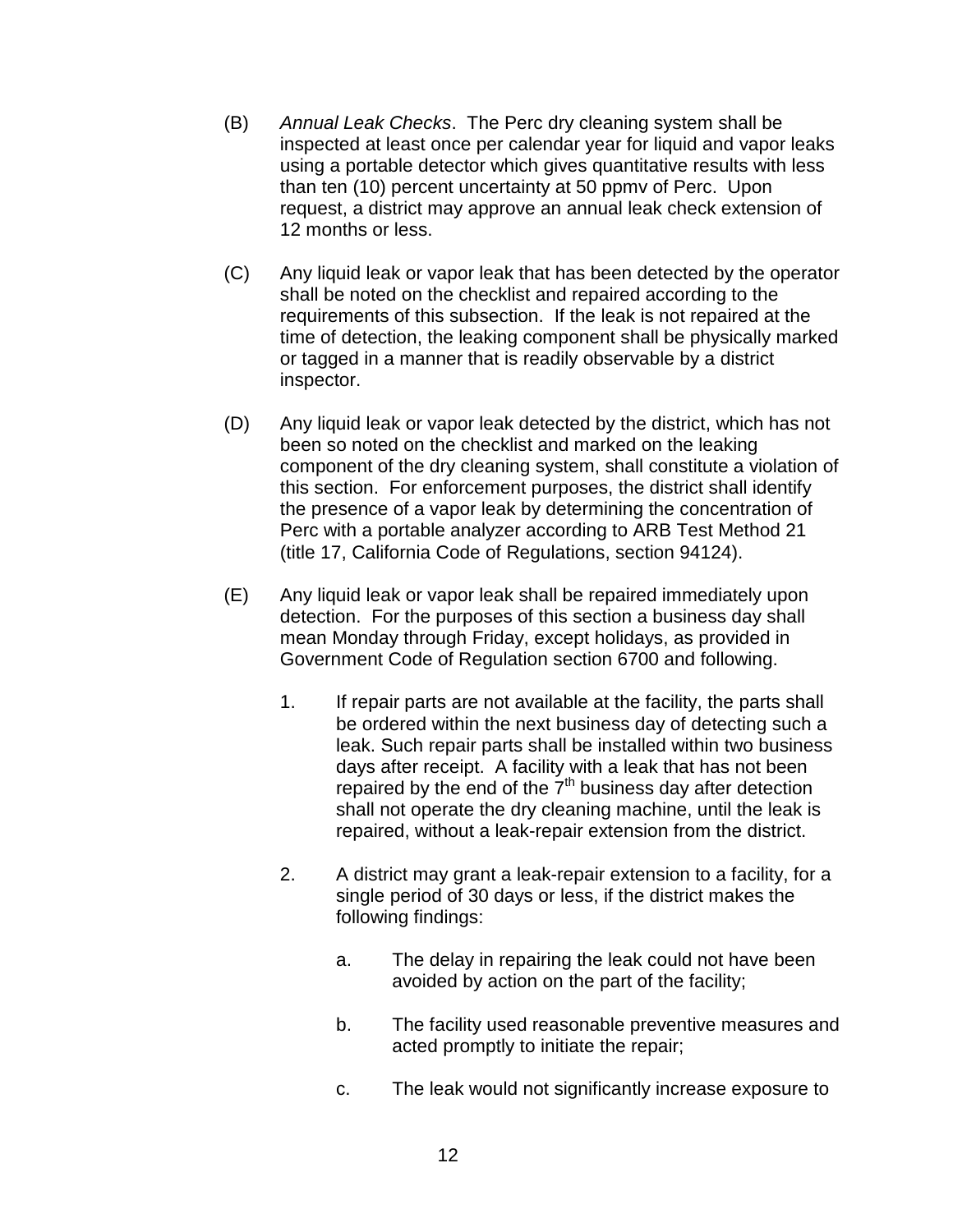(B) *Annual Leak Checks*. The Perc dry cleaning system shall be inspected at least once per calendar year for liquid and vapor leaks using a portable detector which gives quantitative results with less than ten (10) percent uncertainty at 50 ppmv of Perc. Upon request, a district may approve an annual leak check extension of 12 months or less.

(C) Any liquid leak or vapor leak that has been detected by the operator shall be noted on the checklist and repaired according to the requirements of this subsection. If the leak is not repaired at the time of detection, the leaking component shall be physically marked or tagged in a manner that is readily observable by a district inspector.

(D) Any liquid leak or vapor leak detected by the district, which has not been so noted on the checklist and marked on the leaking component of the dry cleaning system, shall constitute a violation of this section. For enforcement purposes, the district shall identify the presence of a vapor leak by determining the concentration of Perc with a portable analyzer according to ARB Test Method 21 (title 17, California Code of Regulations, section 94124).

(E) Any liquid leak or vapor leak shall be repaired immediately upon detection. For the purposes of this section a business day shall mean Monday through Friday, except holidays, as provided in Government Code of Regulation section 6700 and following.

1. If repair parts are not available at the facility, the parts shall be ordered within the next business day of detecting such a leak. Such repair parts shall be installed within two business days after receipt. A facility with a leak that has not been repaired by the end of the 7th business day after detection shall not operate the dry cleaning machine, until the leak is repaired, without a leak-repair extension from the district.

2. A district may grant a leak-repair extension to a facility, for a single period of 30 days or less, if the district makes the following findings:

   a. The delay in repairing the leak could not have been avoided by action on the part of the facility;

   b. The facility used reasonable preventive measures and acted promptly to initiate the repair;

   c. The leak would not significantly increase exposure to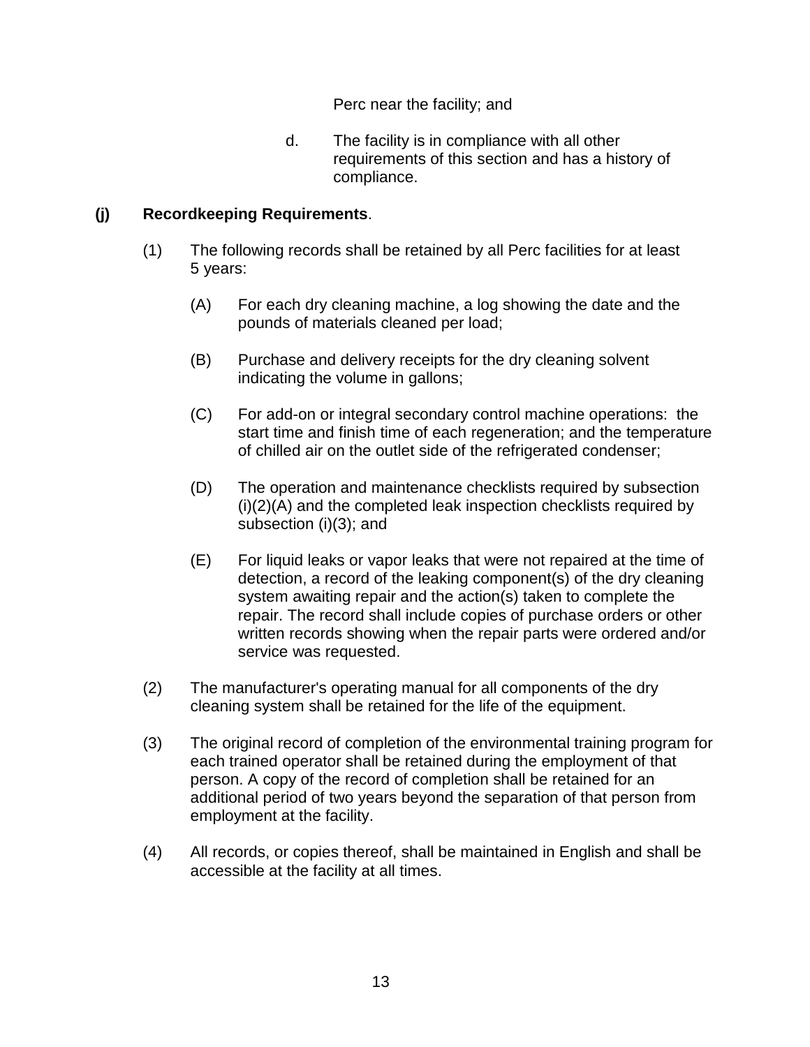Perc near the facility; and

d. The facility is in compliance with all other requirements of this section and has a history of compliance.

**(j) Recordkeeping Requirements**.

(1) The following records shall be retained by all Perc facilities for at least 5 years:

(A) For each dry cleaning machine, a log showing the date and the pounds of materials cleaned per load;

(B) Purchase and delivery receipts for the dry cleaning solvent indicating the volume in gallons;

(C) For add-on or integral secondary control machine operations: the start time and finish time of each regeneration; and the temperature of chilled air on the outlet side of the refrigerated condenser;

(D) The operation and maintenance checklists required by subsection (i)(2)(A) and the completed leak inspection checklists required by subsection (i)(3); and

(E) For liquid leaks or vapor leaks that were not repaired at the time of detection, a record of the leaking component(s) of the dry cleaning system awaiting repair and the action(s) taken to complete the repair. The record shall include copies of purchase orders or other written records showing when the repair parts were ordered and/or service was requested.

(2) The manufacturer's operating manual for all components of the dry cleaning system shall be retained for the life of the equipment.

(3) The original record of completion of the environmental training program for each trained operator shall be retained during the employment of that person. A copy of the record of completion shall be retained for an additional period of two years beyond the separation of that person from employment at the facility.

(4) All records, or copies thereof, shall be maintained in English and shall be accessible at the facility at all times.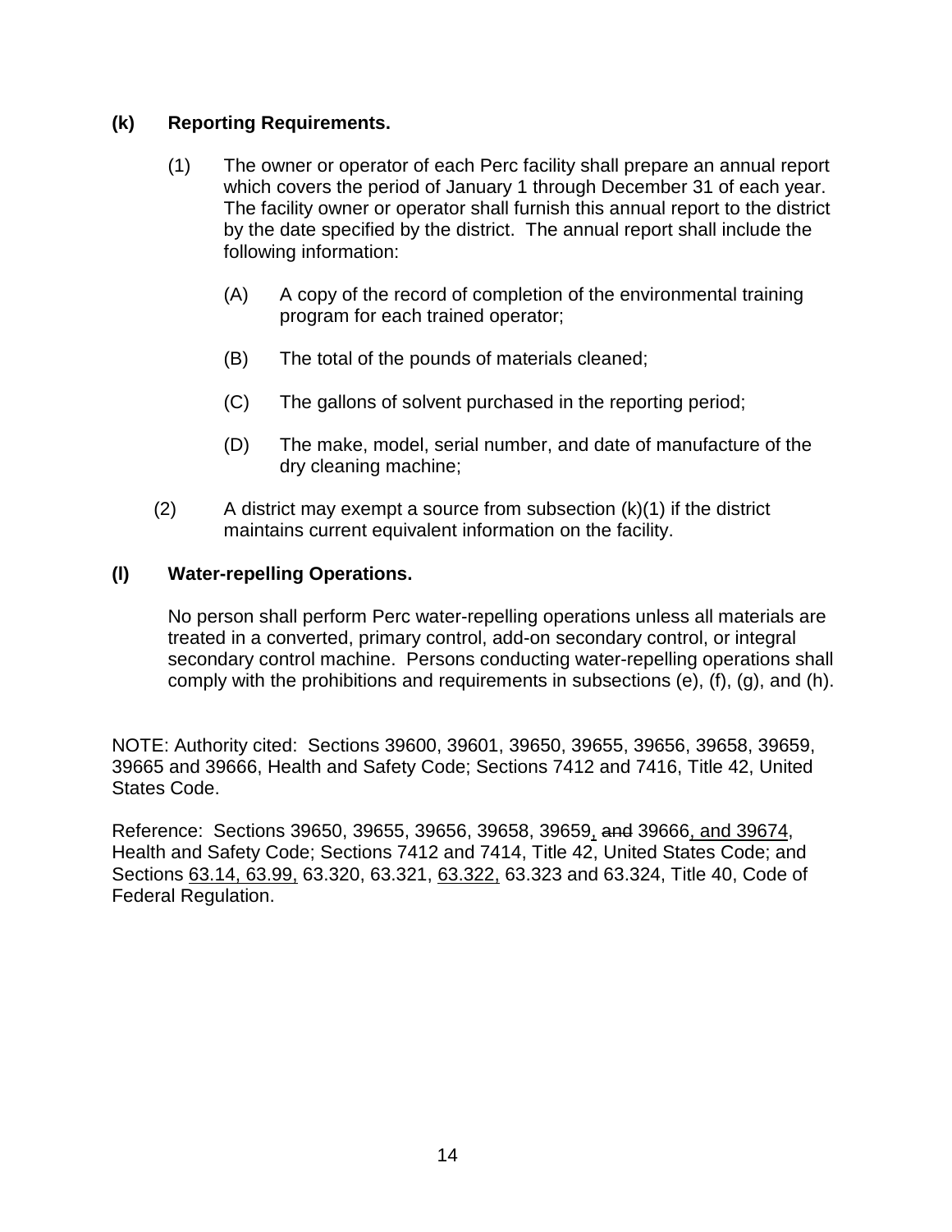**(k) Reporting Requirements.**

(1) The owner or operator of each Perc facility shall prepare an annual report which covers the period of January 1 through December 31 of each year. The facility owner or operator shall furnish this annual report to the district by the date specified by the district. The annual report shall include the following information:

(A) A copy of the record of completion of the environmental training program for each trained operator;

(B) The total of the pounds of materials cleaned;

(C) The gallons of solvent purchased in the reporting period;

(D) The make, model, serial number, and date of manufacture of the dry cleaning machine;

(2) A district may exempt a source from subsection (k)(1) if the district maintains current equivalent information on the facility.

**(l) Water-repelling Operations.**

No person shall perform Perc water-repelling operations unless all materials are treated in a converted, primary control, add-on secondary control, or integral secondary control machine. Persons conducting water-repelling operations shall comply with the prohibitions and requirements in subsections (e), (f), (g), and (h).

NOTE: Authority cited: Sections 39600, 39601, 39650, 39655, 39656, 39658, 39659, 39665 and 39666, Health and Safety Code; Sections 7412 and 7416, Title 42, United States Code.

Reference: Sections 39650, 39655, 39656, 39658, 39659, ~~and~~ 39666, and 39674, Health and Safety Code; Sections 7412 and 7414, Title 42, United States Code; and Sections 63.14, 63.99, 63.320, 63.321, 63.322, 63.323 and 63.324, Title 40, Code of Federal Regulation.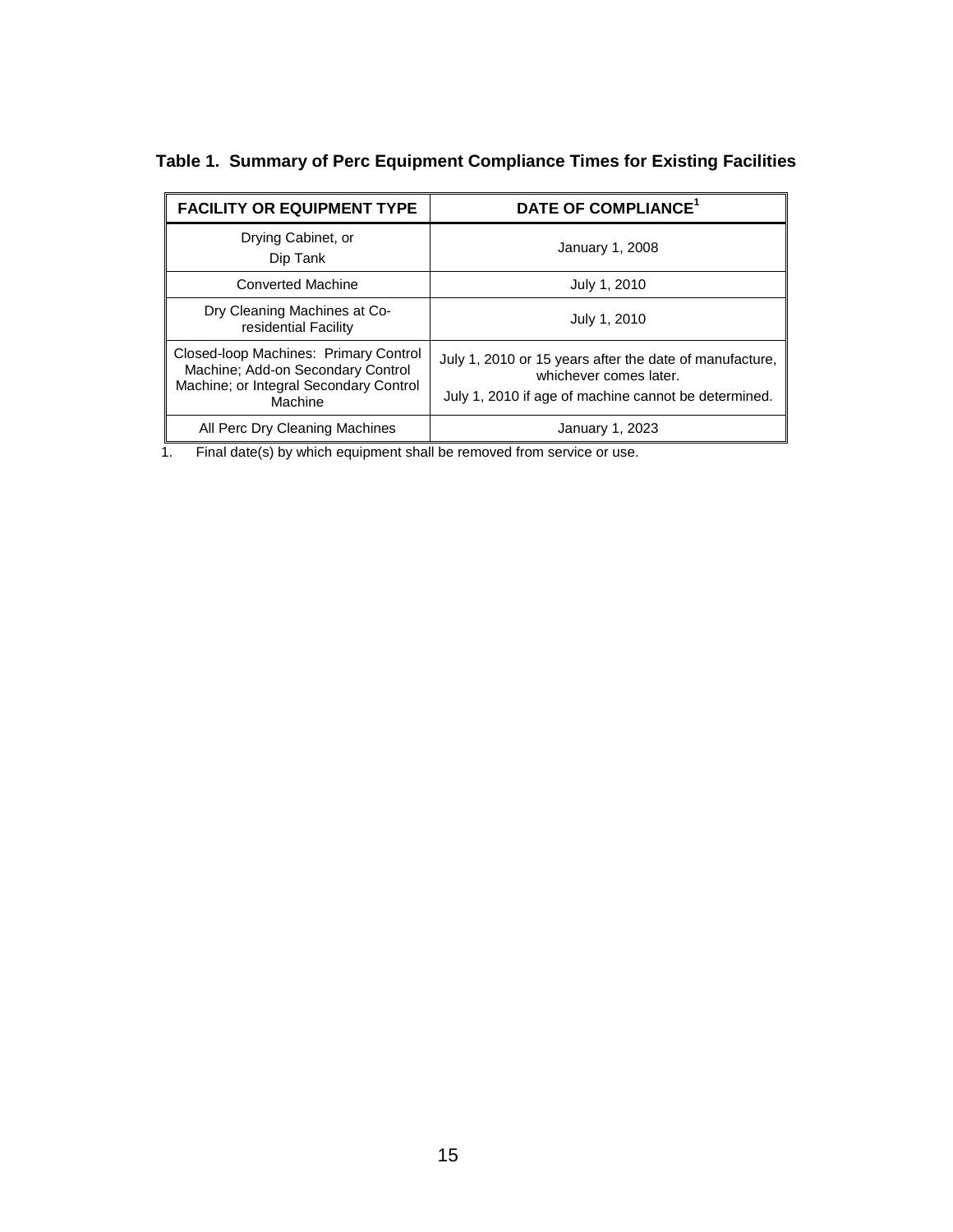**Table 1. Summary of Perc Equipment Compliance Times for Existing Facilities**

| FACILITY OR EQUIPMENT TYPE | DATE OF COMPLIANCE[1] |
|---|---|
| Drying Cabinet, or Dip Tank | January 1, 2008 |
| Converted Machine | July 1, 2010 |
| Dry Cleaning Machines at Co-residential Facility | July 1, 2010 |
| Closed-loop Machines: Primary Control Machine; Add-on Secondary Control Machine; or Integral Secondary Control Machine | July 1, 2010 or 15 years after the date of manufacture, whichever comes later.<br>July 1, 2010 if age of machine cannot be determined. |
| All Perc Dry Cleaning Machines | January 1, 2023 |

1. Final date(s) by which equipment shall be removed from service or use.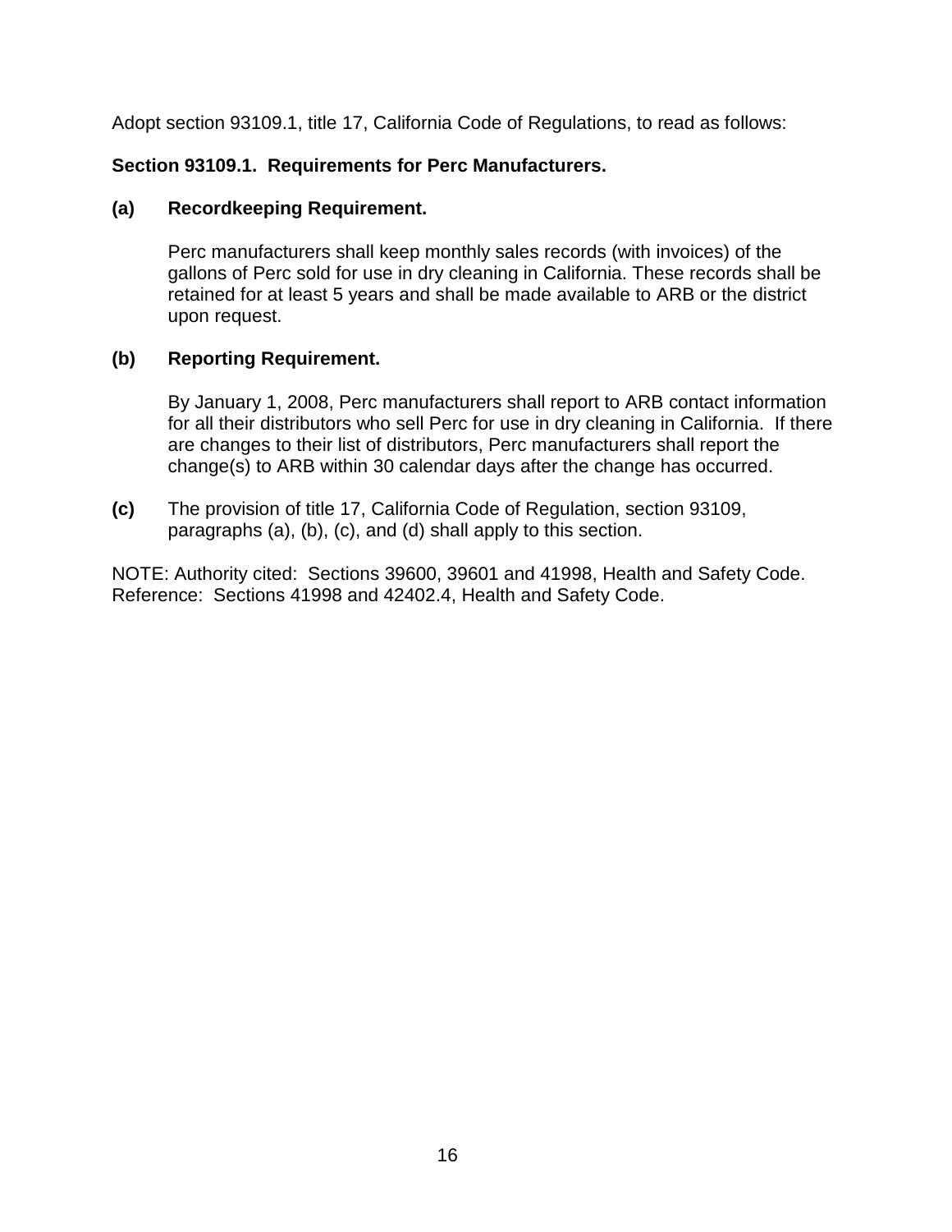Adopt section 93109.1, title 17, California Code of Regulations, to read as follows:

**Section 93109.1. Requirements for Perc Manufacturers.**

**(a) Recordkeeping Requirement.**

Perc manufacturers shall keep monthly sales records (with invoices) of the gallons of Perc sold for use in dry cleaning in California. These records shall be retained for at least 5 years and shall be made available to ARB or the district upon request.

**(b) Reporting Requirement.**

By January 1, 2008, Perc manufacturers shall report to ARB contact information for all their distributors who sell Perc for use in dry cleaning in California. If there are changes to their list of distributors, Perc manufacturers shall report the change(s) to ARB within 30 calendar days after the change has occurred.

**(c)** The provision of title 17, California Code of Regulation, section 93109, paragraphs (a), (b), (c), and (d) shall apply to this section.

NOTE: Authority cited: Sections 39600, 39601 and 41998, Health and Safety Code.
Reference: Sections 41998 and 42402.4, Health and Safety Code.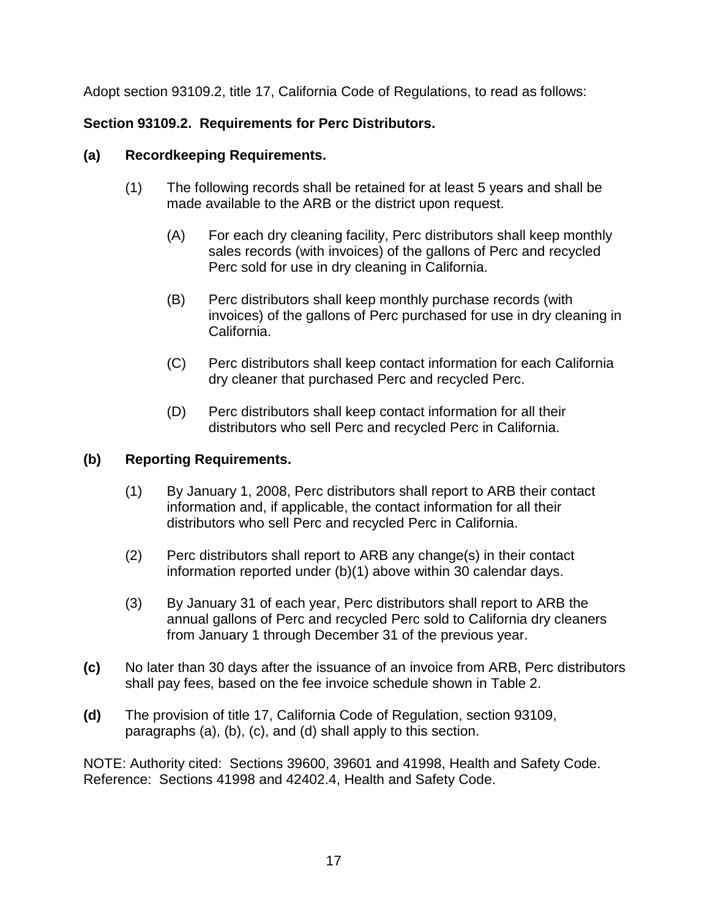Adopt section 93109.2, title 17, California Code of Regulations, to read as follows:

**Section 93109.2. Requirements for Perc Distributors.**

**(a) Recordkeeping Requirements.**

(1) The following records shall be retained for at least 5 years and shall be made available to the ARB or the district upon request.

(A) For each dry cleaning facility, Perc distributors shall keep monthly sales records (with invoices) of the gallons of Perc and recycled Perc sold for use in dry cleaning in California.

(B) Perc distributors shall keep monthly purchase records (with invoices) of the gallons of Perc purchased for use in dry cleaning in California.

(C) Perc distributors shall keep contact information for each California dry cleaner that purchased Perc and recycled Perc.

(D) Perc distributors shall keep contact information for all their distributors who sell Perc and recycled Perc in California.

**(b) Reporting Requirements.**

(1) By January 1, 2008, Perc distributors shall report to ARB their contact information and, if applicable, the contact information for all their distributors who sell Perc and recycled Perc in California.

(2) Perc distributors shall report to ARB any change(s) in their contact information reported under (b)(1) above within 30 calendar days.

(3) By January 31 of each year, Perc distributors shall report to ARB the annual gallons of Perc and recycled Perc sold to California dry cleaners from January 1 through December 31 of the previous year.

**(c)** No later than 30 days after the issuance of an invoice from ARB, Perc distributors shall pay fees, based on the fee invoice schedule shown in Table 2.

**(d)** The provision of title 17, California Code of Regulation, section 93109, paragraphs (a), (b), (c), and (d) shall apply to this section.

NOTE: Authority cited: Sections 39600, 39601 and 41998, Health and Safety Code. Reference: Sections 41998 and 42402.4, Health and Safety Code.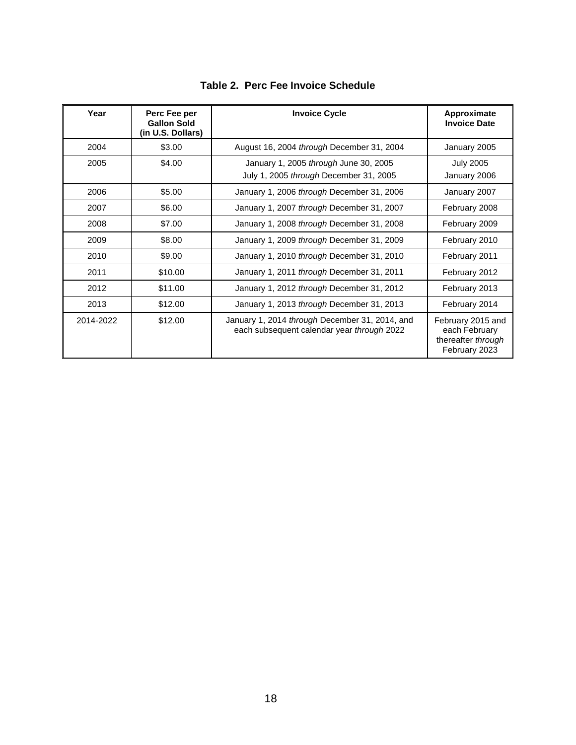**Table 2. Perc Fee Invoice Schedule**

| Year | Perc Fee per Gallon Sold (in U.S. Dollars) | Invoice Cycle | Approximate Invoice Date |
|---|---|---|---|
| 2004 | $3.00 | August 16, 2004 *through* December 31, 2004 | January 2005 |
| 2005 | $4.00 | January 1, 2005 *through* June 30, 2005<br>July 1, 2005 *through* December 31, 2005 | July 2005<br>January 2006 |
| 2006 | $5.00 | January 1, 2006 *through* December 31, 2006 | January 2007 |
| 2007 | $6.00 | January 1, 2007 *through* December 31, 2007 | February 2008 |
| 2008 | $7.00 | January 1, 2008 *through* December 31, 2008 | February 2009 |
| 2009 | $8.00 | January 1, 2009 *through* December 31, 2009 | February 2010 |
| 2010 | $9.00 | January 1, 2010 *through* December 31, 2010 | February 2011 |
| 2011 | $10.00 | January 1, 2011 *through* December 31, 2011 | February 2012 |
| 2012 | $11.00 | January 1, 2012 *through* December 31, 2012 | February 2013 |
| 2013 | $12.00 | January 1, 2013 *through* December 31, 2013 | February 2014 |
| 2014-2022 | $12.00 | January 1, 2014 *through* December 31, 2014, and each subsequent calendar year *through* 2022 | February 2015 and each February thereafter *through* February 2023 |